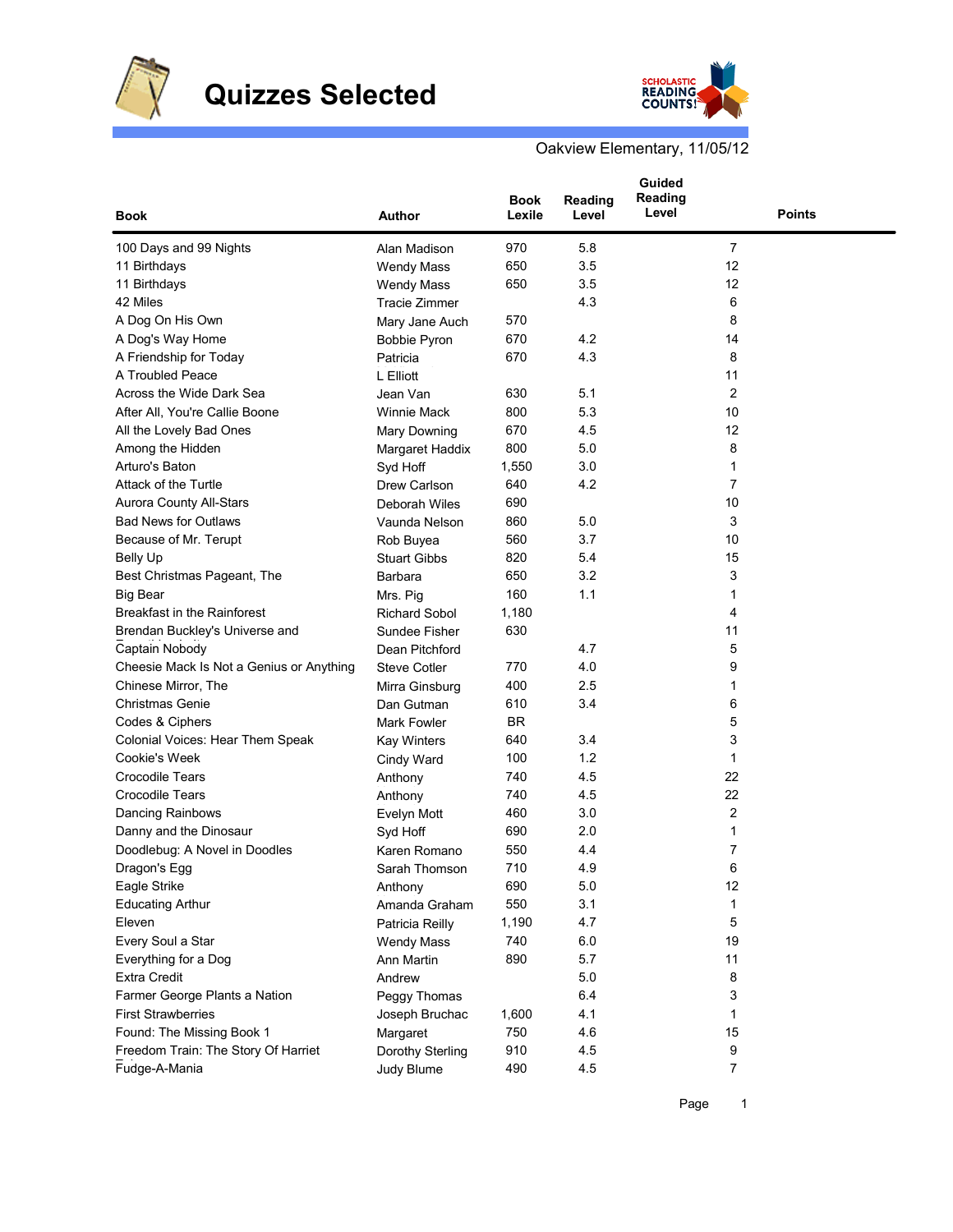# Quizzes Selected

Oakview Elementary, 11/05/12

| Book | Author | Book Lexile | Reading Level | Guided Reading Level | Points |
|---|---|---|---|---|---|
| 100 Days and 99 Nights | Alan Madison | 970 | 5.8 | | 7 |
| 11 Birthdays | Wendy Mass | 650 | 3.5 | | 12 |
| 11 Birthdays | Wendy Mass | 650 | 3.5 | | 12 |
| 42 Miles | Tracie Zimmer | | 4.3 | | 6 |
| A Dog On His Own | Mary Jane Auch | 570 | | | 8 |
| A Dog's Way Home | Bobbie Pyron | 670 | 4.2 | | 14 |
| A Friendship for Today | Patricia | 670 | 4.3 | | 8 |
| A Troubled Peace | L Elliott | | | | 11 |
| Across the Wide Dark Sea | Jean Van | 630 | 5.1 | | 2 |
| After All, You're Callie Boone | Winnie Mack | 800 | 5.3 | | 10 |
| All the Lovely Bad Ones | Mary Downing | 670 | 4.5 | | 12 |
| Among the Hidden | Margaret Haddix | 800 | 5.0 | | 8 |
| Arturo's Baton | Syd Hoff | 1,550 | 3.0 | | 1 |
| Attack of the Turtle | Drew Carlson | 640 | 4.2 | | 7 |
| Aurora County All-Stars | Deborah Wiles | 690 | | | 10 |
| Bad News for Outlaws | Vaunda Nelson | 860 | 5.0 | | 3 |
| Because of Mr. Terupt | Rob Buyea | 560 | 3.7 | | 10 |
| Belly Up | Stuart Gibbs | 820 | 5.4 | | 15 |
| Best Christmas Pageant, The | Barbara | 650 | 3.2 | | 3 |
| Big Bear | Mrs. Pig | 160 | 1.1 | | 1 |
| Breakfast in the Rainforest | Richard Sobol | 1,180 | | | 4 |
| Brendan Buckley's Universe and | Sundee Fisher | 630 | | | 11 |
| Captain Nobody | Dean Pitchford | | 4.7 | | 5 |
| Cheesie Mack Is Not a Genius or Anything | Steve Cotler | 770 | 4.0 | | 9 |
| Chinese Mirror, The | Mirra Ginsburg | 400 | 2.5 | | 1 |
| Christmas Genie | Dan Gutman | 610 | 3.4 | | 6 |
| Codes & Ciphers | Mark Fowler | BR | | | 5 |
| Colonial Voices: Hear Them Speak | Kay Winters | 640 | 3.4 | | 3 |
| Cookie's Week | Cindy Ward | 100 | 1.2 | | 1 |
| Crocodile Tears | Anthony | 740 | 4.5 | | 22 |
| Crocodile Tears | Anthony | 740 | 4.5 | | 22 |
| Dancing Rainbows | Evelyn Mott | 460 | 3.0 | | 2 |
| Danny and the Dinosaur | Syd Hoff | 690 | 2.0 | | 1 |
| Doodlebug: A Novel in Doodles | Karen Romano | 550 | 4.4 | | 7 |
| Dragon's Egg | Sarah Thomson | 710 | 4.9 | | 6 |
| Eagle Strike | Anthony | 690 | 5.0 | | 12 |
| Educating Arthur | Amanda Graham | 550 | 3.1 | | 1 |
| Eleven | Patricia Reilly | 1,190 | 4.7 | | 5 |
| Every Soul a Star | Wendy Mass | 740 | 6.0 | | 19 |
| Everything for a Dog | Ann Martin | 890 | 5.7 | | 11 |
| Extra Credit | Andrew | | 5.0 | | 8 |
| Farmer George Plants a Nation | Peggy Thomas | | 6.4 | | 3 |
| First Strawberries | Joseph Bruchac | 1,600 | 4.1 | | 1 |
| Found: The Missing Book 1 | Margaret | 750 | 4.6 | | 15 |
| Freedom Train: The Story Of Harriet | Dorothy Sterling | 910 | 4.5 | | 9 |
| Fudge-A-Mania | Judy Blume | 490 | 4.5 | | 7 |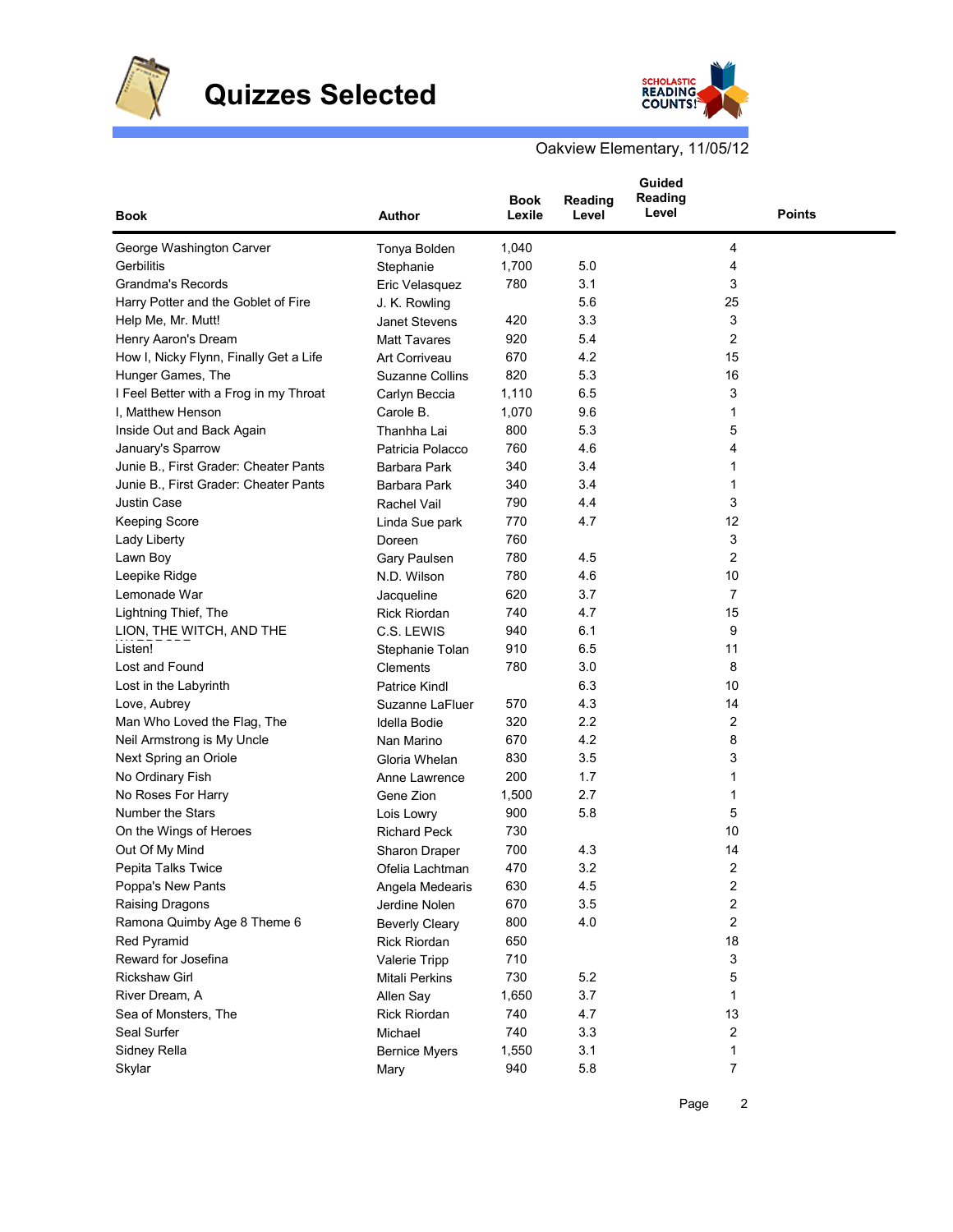# Quizzes Selected

Oakview Elementary, 11/05/12

| Book | Author | Book Lexile | Reading Level | Guided Reading Level | Points |
|---|---|---|---|---|---|
| George Washington Carver | Tonya Bolden | 1,040 | | | 4 |
| Gerbilitis | Stephanie | 1,700 | 5.0 | | 4 |
| Grandma's Records | Eric Velasquez | 780 | 3.1 | | 3 |
| Harry Potter and the Goblet of Fire | J. K. Rowling | | 5.6 | | 25 |
| Help Me, Mr. Mutt! | Janet Stevens | 420 | 3.3 | | 3 |
| Henry Aaron's Dream | Matt Tavares | 920 | 5.4 | | 2 |
| How I, Nicky Flynn, Finally Get a Life | Art Corriveau | 670 | 4.2 | | 15 |
| Hunger Games, The | Suzanne Collins | 820 | 5.3 | | 16 |
| I Feel Better with a Frog in my Throat | Carlyn Beccia | 1,110 | 6.5 | | 3 |
| I, Matthew Henson | Carole B. | 1,070 | 9.6 | | 1 |
| Inside Out and Back Again | Thanhha Lai | 800 | 5.3 | | 5 |
| January's Sparrow | Patricia Polacco | 760 | 4.6 | | 4 |
| Junie B., First Grader: Cheater Pants | Barbara Park | 340 | 3.4 | | 1 |
| Junie B., First Grader: Cheater Pants | Barbara Park | 340 | 3.4 | | 1 |
| Justin Case | Rachel Vail | 790 | 4.4 | | 3 |
| Keeping Score | Linda Sue park | 770 | 4.7 | | 12 |
| Lady Liberty | Doreen | 760 | | | 3 |
| Lawn Boy | Gary Paulsen | 780 | 4.5 | | 2 |
| Leepike Ridge | N.D. Wilson | 780 | 4.6 | | 10 |
| Lemonade War | Jacqueline | 620 | 3.7 | | 7 |
| Lightning Thief, The | Rick Riordan | 740 | 4.7 | | 15 |
| LION, THE WITCH, AND THE WARDROBE | C.S. LEWIS | 940 | 6.1 | | 9 |
| Listen! | Stephanie Tolan | 910 | 6.5 | | 11 |
| Lost and Found | Clements | 780 | 3.0 | | 8 |
| Lost in the Labyrinth | Patrice Kindl | | 6.3 | | 10 |
| Love, Aubrey | Suzanne LaFluer | 570 | 4.3 | | 14 |
| Man Who Loved the Flag, The | Idella Bodie | 320 | 2.2 | | 2 |
| Neil Armstrong is My Uncle | Nan Marino | 670 | 4.2 | | 8 |
| Next Spring an Oriole | Gloria Whelan | 830 | 3.5 | | 3 |
| No Ordinary Fish | Anne Lawrence | 200 | 1.7 | | 1 |
| No Roses For Harry | Gene Zion | 1,500 | 2.7 | | 1 |
| Number the Stars | Lois Lowry | 900 | 5.8 | | 5 |
| On the Wings of Heroes | Richard Peck | 730 | | | 10 |
| Out Of My Mind | Sharon Draper | 700 | 4.3 | | 14 |
| Pepita Talks Twice | Ofelia Lachtman | 470 | 3.2 | | 2 |
| Poppa's New Pants | Angela Medearis | 630 | 4.5 | | 2 |
| Raising Dragons | Jerdine Nolen | 670 | 3.5 | | 2 |
| Ramona Quimby Age 8 Theme 6 | Beverly Cleary | 800 | 4.0 | | 2 |
| Red Pyramid | Rick Riordan | 650 | | | 18 |
| Reward for Josefina | Valerie Tripp | 710 | | | 3 |
| Rickshaw Girl | Mitali Perkins | 730 | 5.2 | | 5 |
| River Dream, A | Allen Say | 1,650 | 3.7 | | 1 |
| Sea of Monsters, The | Rick Riordan | 740 | 4.7 | | 13 |
| Seal Surfer | Michael | 740 | 3.3 | | 2 |
| Sidney Rella | Bernice Myers | 1,550 | 3.1 | | 1 |
| Skylar | Mary | 940 | 5.8 | | 7 |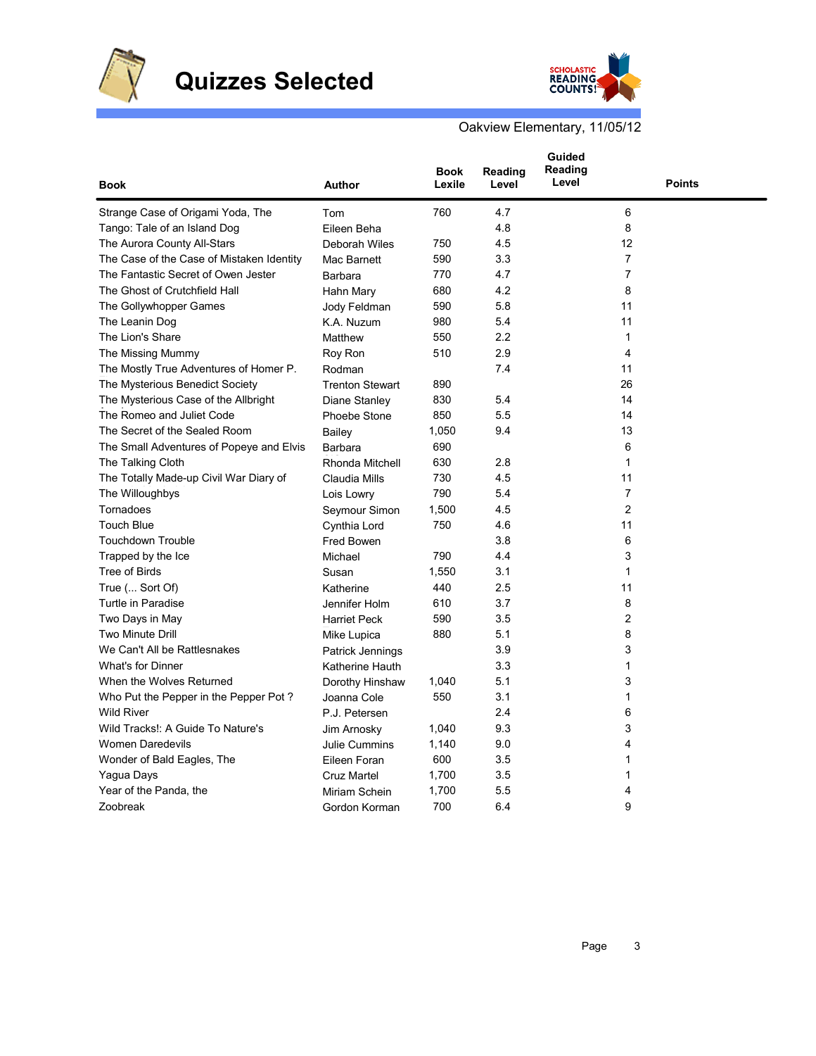# Quizzes Selected

Oakview Elementary, 11/05/12

| Book | Author | Book Lexile | Reading Level | Guided Reading Level | Points |
|---|---|---|---|---|---|
| Strange Case of Origami Yoda, The | Tom | 760 | 4.7 | | 6 |
| Tango: Tale of an Island Dog | Eileen Beha | | 4.8 | | 8 |
| The Aurora County All-Stars | Deborah Wiles | 750 | 4.5 | | 12 |
| The Case of the Case of Mistaken Identity | Mac Barnett | 590 | 3.3 | | 7 |
| The Fantastic Secret of Owen Jester | Barbara | 770 | 4.7 | | 7 |
| The Ghost of Crutchfield Hall | Hahn Mary | 680 | 4.2 | | 8 |
| The Gollywhopper Games | Jody Feldman | 590 | 5.8 | | 11 |
| The Leanin Dog | K.A. Nuzum | 980 | 5.4 | | 11 |
| The Lion's Share | Matthew | 550 | 2.2 | | 1 |
| The Missing Mummy | Roy Ron | 510 | 2.9 | | 4 |
| The Mostly True Adventures of Homer P. | Rodman | | 7.4 | | 11 |
| The Mysterious Benedict Society | Trenton Stewart | 890 | | | 26 |
| The Mysterious Case of the Allbright | Diane Stanley | 830 | 5.4 | | 14 |
| The Romeo and Juliet Code | Phoebe Stone | 850 | 5.5 | | 14 |
| The Secret of the Sealed Room | Bailey | 1,050 | 9.4 | | 13 |
| The Small Adventures of Popeye and Elvis | Barbara | 690 | | | 6 |
| The Talking Cloth | Rhonda Mitchell | 630 | 2.8 | | 1 |
| The Totally Made-up Civil War Diary of | Claudia Mills | 730 | 4.5 | | 11 |
| The Willoughbys | Lois Lowry | 790 | 5.4 | | 7 |
| Tornadoes | Seymour Simon | 1,500 | 4.5 | | 2 |
| Touch Blue | Cynthia Lord | 750 | 4.6 | | 11 |
| Touchdown Trouble | Fred Bowen | | 3.8 | | 6 |
| Trapped by the Ice | Michael | 790 | 4.4 | | 3 |
| Tree of Birds | Susan | 1,550 | 3.1 | | 1 |
| True (... Sort Of) | Katherine | 440 | 2.5 | | 11 |
| Turtle in Paradise | Jennifer Holm | 610 | 3.7 | | 8 |
| Two Days in May | Harriet Peck | 590 | 3.5 | | 2 |
| Two Minute Drill | Mike Lupica | 880 | 5.1 | | 8 |
| We Can't All be Rattlesnakes | Patrick Jennings | | 3.9 | | 3 |
| What's for Dinner | Katherine Hauth | | 3.3 | | 1 |
| When the Wolves Returned | Dorothy Hinshaw | 1,040 | 5.1 | | 3 |
| Who Put the Pepper in the Pepper Pot ? | Joanna Cole | 550 | 3.1 | | 1 |
| Wild River | P.J. Petersen | | 2.4 | | 6 |
| Wild Tracks!: A Guide To Nature's | Jim Arnosky | 1,040 | 9.3 | | 3 |
| Women Daredevils | Julie Cummins | 1,140 | 9.0 | | 4 |
| Wonder of Bald Eagles, The | Eileen Foran | 600 | 3.5 | | 1 |
| Yagua Days | Cruz Martel | 1,700 | 3.5 | | 1 |
| Year of the Panda, the | Miriam Schein | 1,700 | 5.5 | | 4 |
| Zoobreak | Gordon Korman | 700 | 6.4 | | 9 |